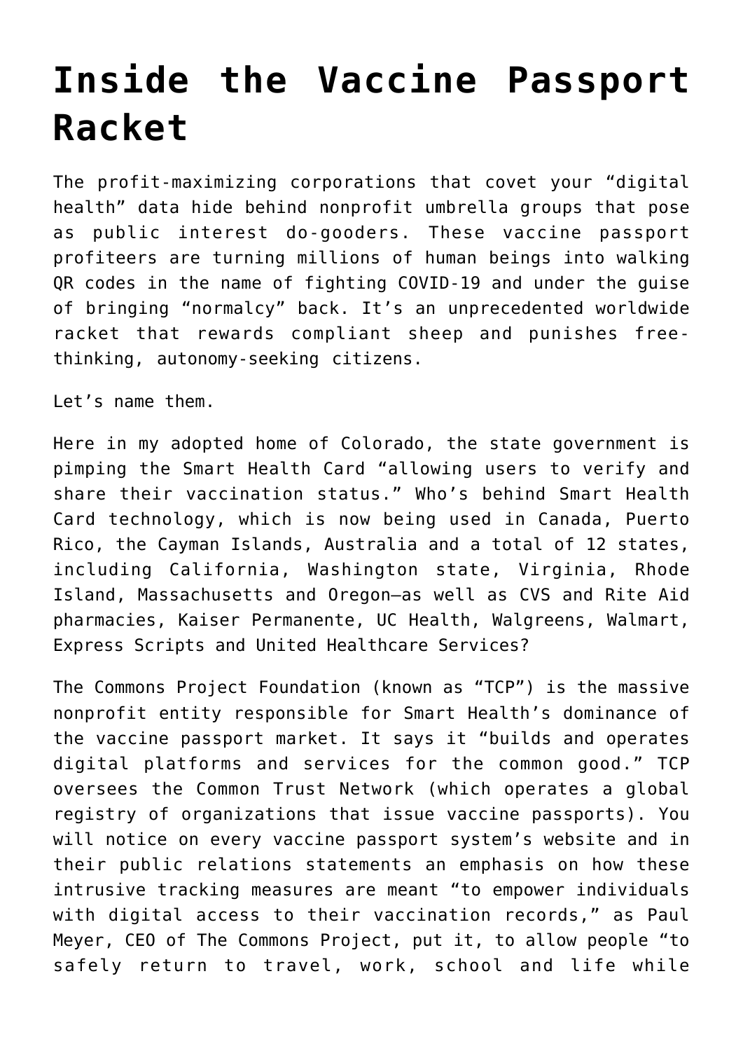# Inside the Vaccine Passport Racket

The profit-maximizing corporations that covet your "digital health" data hide behind nonprofit umbrella groups that pose as public interest do-gooders. These vaccine passport profiteers are turning millions of human beings into walking QR codes in the name of fighting COVID-19 and under the guise of bringing "normalcy" back. It's an unprecedented worldwide racket that rewards compliant sheep and punishes free-thinking, autonomy-seeking citizens.

Let's name them.

Here in my adopted home of Colorado, the state government is pimping the Smart Health Card "allowing users to verify and share their vaccination status." Who's behind Smart Health Card technology, which is now being used in Canada, Puerto Rico, the Cayman Islands, Australia and a total of 12 states, including California, Washington state, Virginia, Rhode Island, Massachusetts and Oregon—as well as CVS and Rite Aid pharmacies, Kaiser Permanente, UC Health, Walgreens, Walmart, Express Scripts and United Healthcare Services?

The Commons Project Foundation (known as "TCP") is the massive nonprofit entity responsible for Smart Health's dominance of the vaccine passport market. It says it "builds and operates digital platforms and services for the common good." TCP oversees the Common Trust Network (which operates a global registry of organizations that issue vaccine passports). You will notice on every vaccine passport system's website and in their public relations statements an emphasis on how these intrusive tracking measures are meant "to empower individuals with digital access to their vaccination records," as Paul Meyer, CEO of The Commons Project, put it, to allow people "to safely return to travel, work, school and life while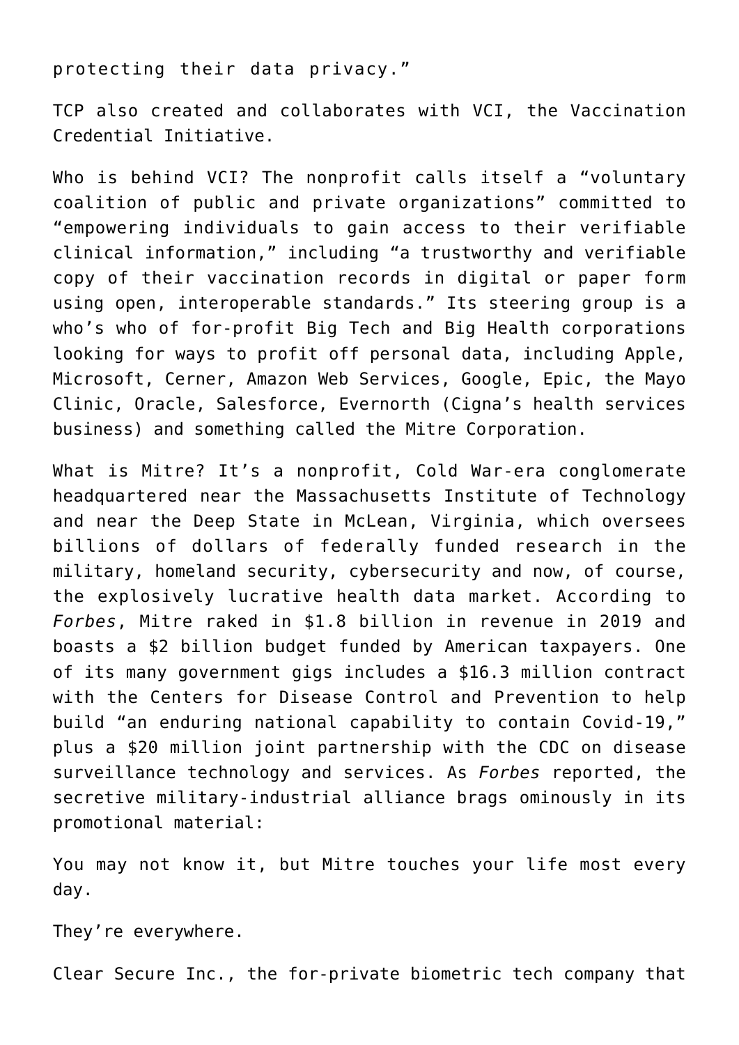protecting their data privacy."

TCP also created and collaborates with VCI, the Vaccination Credential Initiative.

Who is behind VCI? The nonprofit calls itself a "voluntary coalition of public and private organizations" committed to "empowering individuals to gain access to their verifiable clinical information," including "a trustworthy and verifiable copy of their vaccination records in digital or paper form using open, interoperable standards." Its steering group is a who's who of for-profit Big Tech and Big Health corporations looking for ways to profit off personal data, including Apple, Microsoft, Cerner, Amazon Web Services, Google, Epic, the Mayo Clinic, Oracle, Salesforce, Evernorth (Cigna's health services business) and something called the Mitre Corporation.

What is Mitre? It's a nonprofit, Cold War-era conglomerate headquartered near the Massachusetts Institute of Technology and near the Deep State in McLean, Virginia, which oversees billions of dollars of federally funded research in the military, homeland security, cybersecurity and now, of course, the explosively lucrative health data market. According to *Forbes*, Mitre raked in $1.8 billion in revenue in 2019 and boasts a $2 billion budget funded by American taxpayers. One of its many government gigs includes a $16.3 million contract with the Centers for Disease Control and Prevention to help build "an enduring national capability to contain Covid-19," plus a $20 million joint partnership with the CDC on disease surveillance technology and services. As *Forbes* reported, the secretive military-industrial alliance brags ominously in its promotional material:

You may not know it, but Mitre touches your life most every day.

They're everywhere.

Clear Secure Inc., the for-private biometric tech company that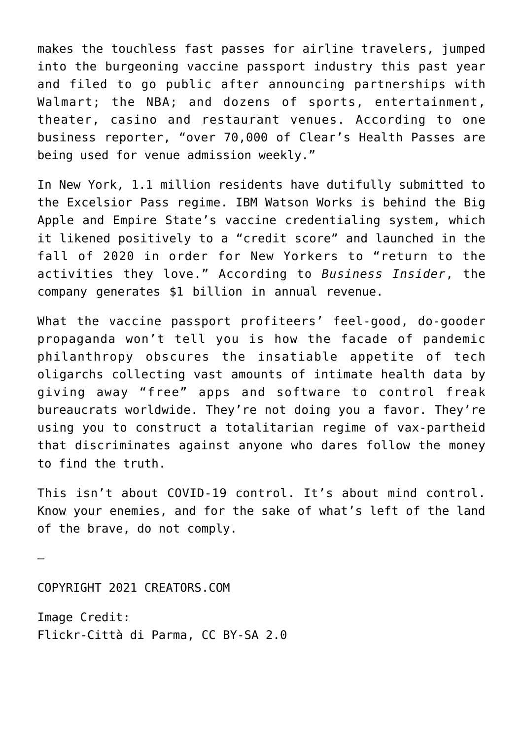makes the touchless fast passes for airline travelers, jumped into the burgeoning vaccine passport industry this past year and filed to go public after announcing partnerships with Walmart; the NBA; and dozens of sports, entertainment, theater, casino and restaurant venues. According to one business reporter, "over 70,000 of Clear's Health Passes are being used for venue admission weekly."

In New York, 1.1 million residents have dutifully submitted to the Excelsior Pass regime. IBM Watson Works is behind the Big Apple and Empire State's vaccine credentialing system, which it likened positively to a "credit score" and launched in the fall of 2020 in order for New Yorkers to "return to the activities they love." According to *Business Insider*, the company generates $1 billion in annual revenue.

What the vaccine passport profiteers' feel-good, do-gooder propaganda won't tell you is how the facade of pandemic philanthropy obscures the insatiable appetite of tech oligarchs collecting vast amounts of intimate health data by giving away "free" apps and software to control freak bureaucrats worldwide. They're not doing you a favor. They're using you to construct a totalitarian regime of vax-partheid that discriminates against anyone who dares follow the money to find the truth.

This isn't about COVID-19 control. It's about mind control. Know your enemies, and for the sake of what's left of the land of the brave, do not comply.

—

COPYRIGHT 2021 CREATORS.COM

Image Credit:
Flickr-Città di Parma, CC BY-SA 2.0